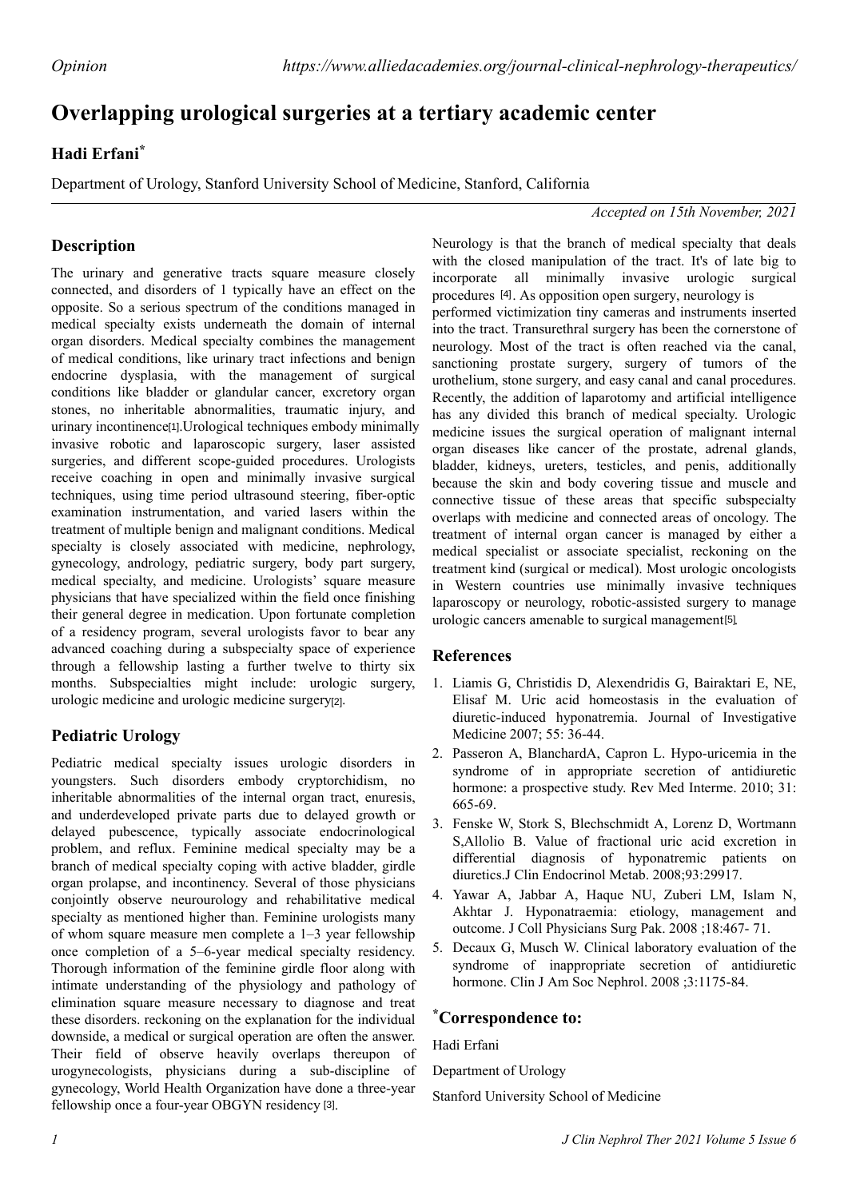# Overlapping urological surgeries at a tertiary academic center

## Hadi Erfani*

Department of Urology, Stanford University School of Medicine, Stanford, California

*Accepted on 15th November, 2021*

## Description

The urinary and generative tracts square measure closely connected, and disorders of 1 typically have an effect on the opposite. So a serious spectrum of the conditions managed in medical specialty exists underneath the domain of internal organ disorders. Medical specialty combines the management of medical conditions, like urinary tract infections and benign endocrine dysplasia, with the management of surgical conditions like bladder or glandular cancer, excretory organ stones, no inheritable abnormalities, traumatic injury, and urinary incontinence[1].Urological techniques embody minimally invasive robotic and laparoscopic surgery, laser assisted surgeries, and different scope-guided procedures. Urologists receive coaching in open and minimally invasive surgical techniques, using time period ultrasound steering, fiber-optic examination instrumentation, and varied lasers within the treatment of multiple benign and malignant conditions. Medical specialty is closely associated with medicine, nephrology, gynecology, andrology, pediatric surgery, body part surgery, medical specialty, and medicine. Urologists' square measure physicians that have specialized within the field once finishing their general degree in medication. Upon fortunate completion of a residency program, several urologists favor to bear any advanced coaching during a subspecialty space of experience through a fellowship lasting a further twelve to thirty six months. Subspecialties might include: urologic surgery, urologic medicine and urologic medicine surgery[2].

## Pediatric Urology

Pediatric medical specialty issues urologic disorders in youngsters. Such disorders embody cryptorchidism, no inheritable abnormalities of the internal organ tract, enuresis, and underdeveloped private parts due to delayed growth or delayed pubescence, typically associate endocrinological problem, and reflux. Feminine medical specialty may be a branch of medical specialty coping with active bladder, girdle organ prolapse, and incontinency. Several of those physicians conjointly observe neurourology and rehabilitative medical specialty as mentioned higher than. Feminine urologists many of whom square measure men complete a 1–3 year fellowship once completion of a 5–6-year medical specialty residency. Thorough information of the feminine girdle floor along with intimate understanding of the physiology and pathology of elimination square measure necessary to diagnose and treat these disorders. reckoning on the explanation for the individual downside, a medical or surgical operation are often the answer. Their field of observe heavily overlaps thereupon of urogynecologists, physicians during a sub-discipline of gynecology, World Health Organization have done a three-year fellowship once a four-year OBGYN residency [3].

Neurology is that the branch of medical specialty that deals with the closed manipulation of the tract. It's of late big to incorporate all minimally invasive urologic surgical procedures [4]. As opposition open surgery, neurology is performed victimization tiny cameras and instruments inserted into the tract. Transurethral surgery has been the cornerstone of neurology. Most of the tract is often reached via the canal, sanctioning prostate surgery, surgery of tumors of the urothelium, stone surgery, and easy canal and canal procedures. Recently, the addition of laparotomy and artificial intelligence has any divided this branch of medical specialty. Urologic medicine issues the surgical operation of malignant internal organ diseases like cancer of the prostate, adrenal glands, bladder, kidneys, ureters, testicles, and penis, additionally because the skin and body covering tissue and muscle and connective tissue of these areas that specific subspecialty overlaps with medicine and connected areas of oncology. The treatment of internal organ cancer is managed by either a medical specialist or associate specialist, reckoning on the treatment kind (surgical or medical). Most urologic oncologists in Western countries use minimally invasive techniques laparoscopy or neurology, robotic-assisted surgery to manage urologic cancers amenable to surgical management[5].

## References

1. Liamis G, Christidis D, Alexendridis G, Bairaktari E, NE, Elisaf M. Uric acid homeostasis in the evaluation of diuretic-induced hyponatremia. Journal of Investigative Medicine 2007; 55: 36-44.
2. Passeron A, BlanchardA, Capron L. Hypo-uricemia in the syndrome of in appropriate secretion of antidiuretic hormone: a prospective study. Rev Med Interme. 2010; 31: 665-69.
3. Fenske W, Stork S, Blechschmidt A, Lorenz D, Wortmann S,Allolio B. Value of fractional uric acid excretion in differential diagnosis of hyponatremic patients on diuretics.J Clin Endocrinol Metab. 2008;93:29917.
4. Yawar A, Jabbar A, Haque NU, Zuberi LM, Islam N, Akhtar J. Hyponatraemia: etiology, management and outcome. J Coll Physicians Surg Pak. 2008 ;18:467- 71.
5. Decaux G, Musch W. Clinical laboratory evaluation of the syndrome of inappropriate secretion of antidiuretic hormone. Clin J Am Soc Nephrol. 2008 ;3:1175-84.

## *Correspondence to:

Hadi Erfani

Department of Urology

Stanford University School of Medicine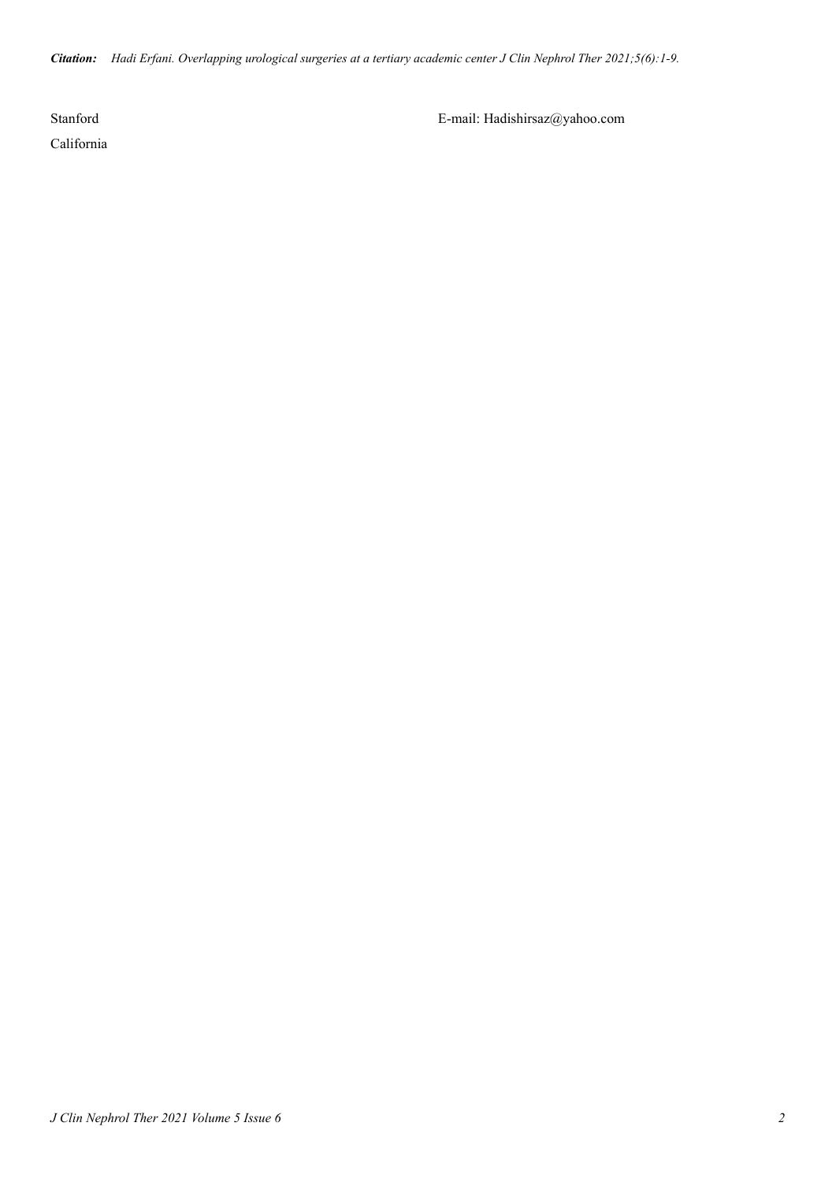Stanford

California

E-mail: Hadishirsaz@yahoo.com